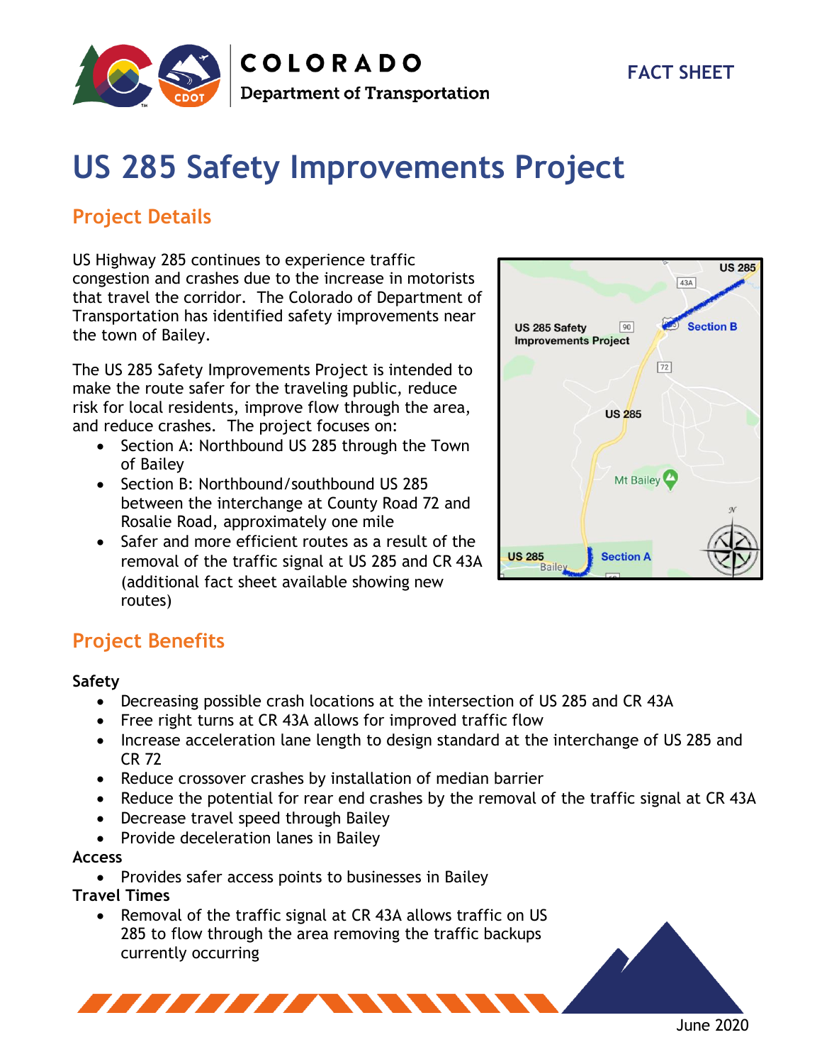COLORADO
Department of Transportation

FACT SHEET

# US 285 Safety Improvements Project

## Project Details

US Highway 285 continues to experience traffic congestion and crashes due to the increase in motorists that travel the corridor. The Colorado of Department of Transportation has identified safety improvements near the town of Bailey.

The US 285 Safety Improvements Project is intended to make the route safer for the traveling public, reduce risk for local residents, improve flow through the area, and reduce crashes. The project focuses on:

- Section A: Northbound US 285 through the Town of Bailey
- Section B: Northbound/southbound US 285 between the interchange at County Road 72 and Rosalie Road, approximately one mile
- Safer and more efficient routes as a result of the removal of the traffic signal at US 285 and CR 43A (additional fact sheet available showing new routes)

## Project Benefits

**Safety**

- Decreasing possible crash locations at the intersection of US 285 and CR 43A
- Free right turns at CR 43A allows for improved traffic flow
- Increase acceleration lane length to design standard at the interchange of US 285 and CR 72
- Reduce crossover crashes by installation of median barrier
- Reduce the potential for rear end crashes by the removal of the traffic signal at CR 43A
- Decrease travel speed through Bailey
- Provide deceleration lanes in Bailey

**Access**

- Provides safer access points to businesses in Bailey

**Travel Times**

- Removal of the traffic signal at CR 43A allows traffic on US 285 to flow through the area removing the traffic backups currently occurring

June 2020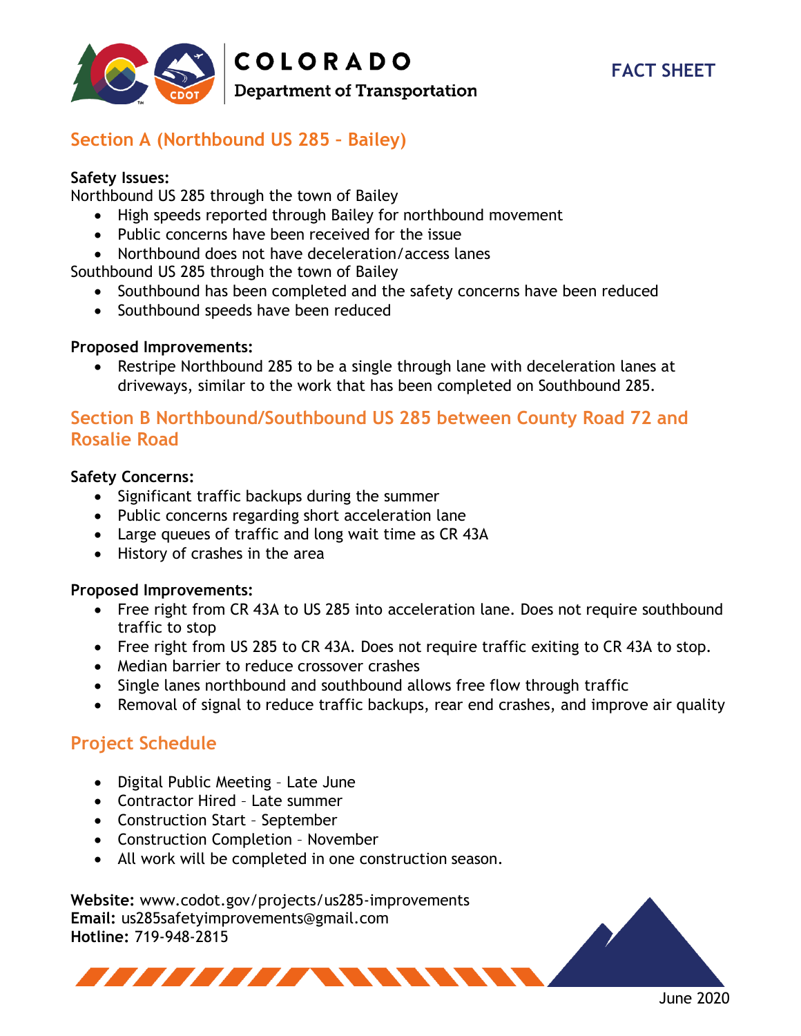# FACT SHEET

## Section A (Northbound US 285 – Bailey)

**Safety Issues:**

Northbound US 285 through the town of Bailey

- High speeds reported through Bailey for northbound movement
- Public concerns have been received for the issue
- Northbound does not have deceleration/access lanes

Southbound US 285 through the town of Bailey

- Southbound has been completed and the safety concerns have been reduced
- Southbound speeds have been reduced

**Proposed Improvements:**

- Restripe Northbound 285 to be a single through lane with deceleration lanes at driveways, similar to the work that has been completed on Southbound 285.

## Section B Northbound/Southbound US 285 between County Road 72 and Rosalie Road

**Safety Concerns:**

- Significant traffic backups during the summer
- Public concerns regarding short acceleration lane
- Large queues of traffic and long wait time as CR 43A
- History of crashes in the area

**Proposed Improvements:**

- Free right from CR 43A to US 285 into acceleration lane. Does not require southbound traffic to stop
- Free right from US 285 to CR 43A. Does not require traffic exiting to CR 43A to stop.
- Median barrier to reduce crossover crashes
- Single lanes northbound and southbound allows free flow through traffic
- Removal of signal to reduce traffic backups, rear end crashes, and improve air quality

## Project Schedule

- Digital Public Meeting – Late June
- Contractor Hired – Late summer
- Construction Start – September
- Construction Completion – November
- All work will be completed in one construction season.

**Website:** www.codot.gov/projects/us285-improvements
**Email:** us285safetyimprovements@gmail.com
**Hotline:** 719-948-2815

June 2020